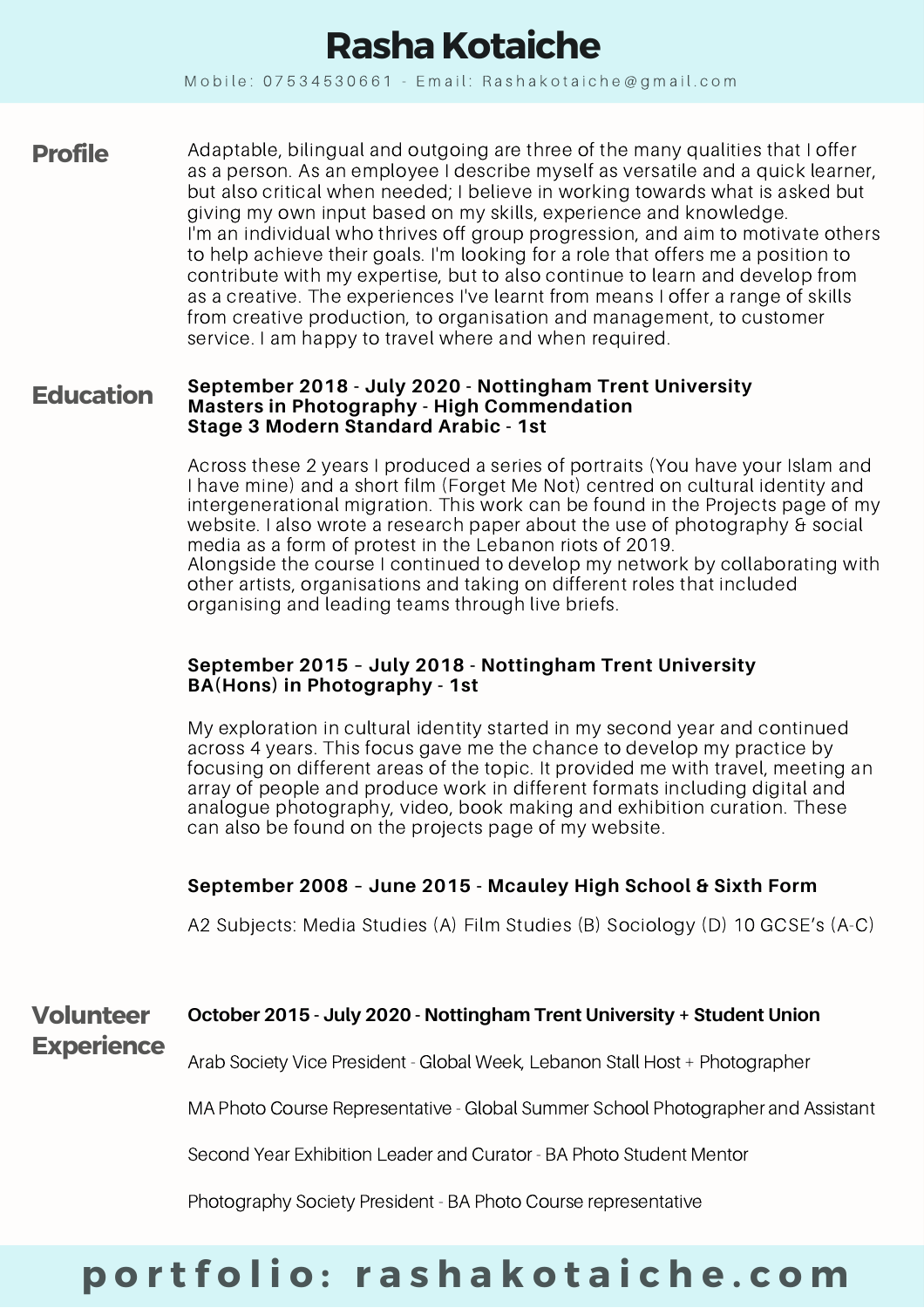# Rasha Kotaiche

Mobile: 07534530661 - Email: Rashakotaiche@gmail.com

## Profile

Adaptable, bilingual and outgoing are three of the many qualities that I offer as a person. As an employee I describe myself as versatile and a quick learner, but also critical when needed; I believe in working towards what is asked but giving my own input based on my skills, experience and knowledge.
I'm an individual who thrives off group progression, and aim to motivate others to help achieve their goals. I'm looking for a role that offers me a position to contribute with my expertise, but to also continue to learn and develop from as a creative. The experiences I've learnt from means I offer a range of skills from creative production, to organisation and management, to customer service. I am happy to travel where and when required.

## Education

**September 2018 - July 2020 - Nottingham Trent University**
**Masters in Photography - High Commendation**
**Stage 3 Modern Standard Arabic - 1st**

Across these 2 years I produced a series of portraits (You have your Islam and I have mine) and a short film (Forget Me Not) centred on cultural identity and intergenerational migration. This work can be found in the Projects page of my website. I also wrote a research paper about the use of photography & social media as a form of protest in the Lebanon riots of 2019.
Alongside the course I continued to develop my network by collaborating with other artists, organisations and taking on different roles that included organising and leading teams through live briefs.

**September 2015 – July 2018 - Nottingham Trent University**
**BA(Hons) in Photography - 1st**

My exploration in cultural identity started in my second year and continued across 4 years. This focus gave me the chance to develop my practice by focusing on different areas of the topic. It provided me with travel, meeting an array of people and produce work in different formats including digital and analogue photography, video, book making and exhibition curation. These can also be found on the projects page of my website.

**September 2008 – June 2015 - Mcauley High School & Sixth Form**

A2 Subjects: Media Studies (A) Film Studies (B) Sociology (D) 10 GCSE's (A-C)

## Volunteer Experience

**October 2015 - July 2020 - Nottingham Trent University + Student Union**

Arab Society Vice President - Global Week, Lebanon Stall Host + Photographer

MA Photo Course Representative - Global Summer School Photographer and Assistant

Second Year Exhibition Leader and Curator - BA Photo Student Mentor

Photography Society President - BA Photo Course representative

**portfolio: rashakotaiche.com**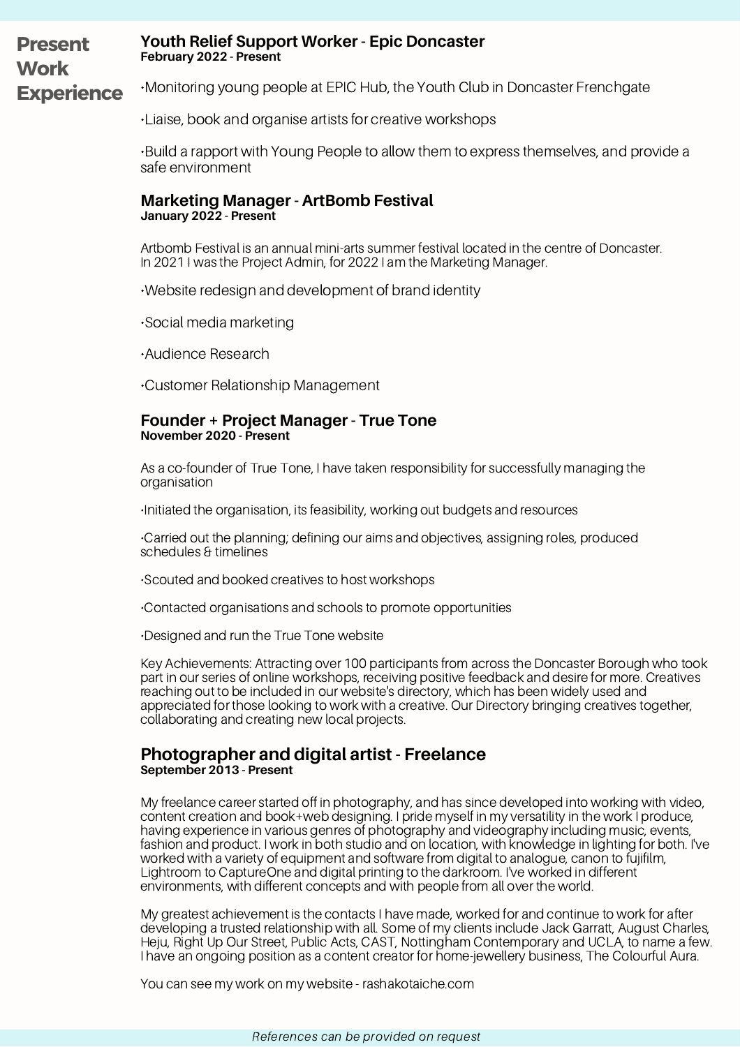## Present Work Experience

### Youth Relief Support Worker - Epic Doncaster
**February 2022 - Present**

•Monitoring young people at EPIC Hub, the Youth Club in Doncaster Frenchgate

•Liaise, book and organise artists for creative workshops

•Build a rapport with Young People to allow them to express themselves, and provide a safe environment

### Marketing Manager - ArtBomb Festival
**January 2022 - Present**

Artbomb Festival is an annual mini-arts summer festival located in the centre of Doncaster. In 2021 I was the Project Admin, for 2022 I am the Marketing Manager.

•Website redesign and development of brand identity

•Social media marketing

•Audience Research

•Customer Relationship Management

### Founder + Project Manager - True Tone
**November 2020 - Present**

As a co-founder of True Tone, I have taken responsibility for successfully managing the organisation

•Initiated the organisation, its feasibility, working out budgets and resources

•Carried out the planning; defining our aims and objectives, assigning roles, produced schedules & timelines

•Scouted and booked creatives to host workshops

•Contacted organisations and schools to promote opportunities

•Designed and run the True Tone website

Key Achievements: Attracting over 100 participants from across the Doncaster Borough who took part in our series of online workshops, receiving positive feedback and desire for more. Creatives reaching out to be included in our website's directory, which has been widely used and appreciated for those looking to work with a creative. Our Directory bringing creatives together, collaborating and creating new local projects.

### Photographer and digital artist - Freelance
**September 2013 - Present**

My freelance career started off in photography, and has since developed into working with video, content creation and book+web designing. I pride myself in my versatility in the work I produce, having experience in various genres of photography and videography including music, events, fashion and product. I work in both studio and on location, with knowledge in lighting for both. I've worked with a variety of equipment and software from digital to analogue, canon to fujifilm, Lightroom to CaptureOne and digital printing to the darkroom. I've worked in different environments, with different concepts and with people from all over the world.

My greatest achievement is the contacts I have made, worked for and continue to work for after developing a trusted relationship with all. Some of my clients include Jack Garratt, August Charles, Heju, Right Up Our Street, Public Acts, CAST, Nottingham Contemporary and UCLA, to name a few. I have an ongoing position as a content creator for home-jewellery business, The Colourful Aura.

You can see my work on my website - rashakotaiche.com

*References can be provided on request*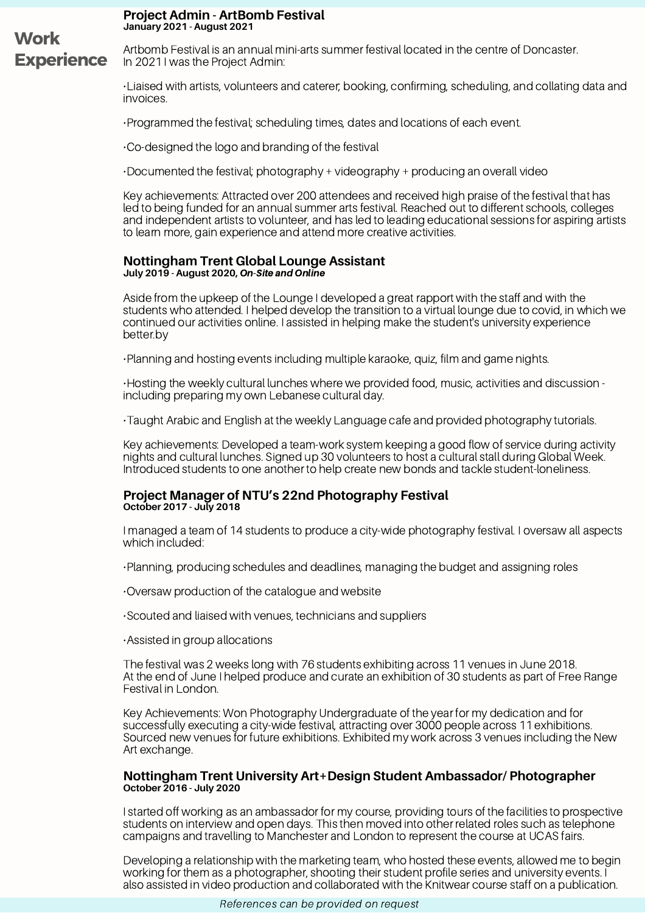## Work Experience

### Project Admin - ArtBomb Festival
**January 2021 - August 2021**

Artbomb Festival is an annual mini-arts summer festival located in the centre of Doncaster.
In 2021 I was the Project Admin:

•Liaised with artists, volunteers and caterer, booking, confirming, scheduling, and collating data and invoices.

•Programmed the festival; scheduling times, dates and locations of each event.

•Co-designed the logo and branding of the festival

•Documented the festival; photography + videography + producing an overall video

Key achievements: Attracted over 200 attendees and received high praise of the festival that has led to being funded for an annual summer arts festival. Reached out to different schools, colleges and independent artists to volunteer, and has led to leading educational sessions for aspiring artists to learn more, gain experience and attend more creative activities.

### Nottingham Trent Global Lounge Assistant
**July 2019 - August 2020, *On-Site and Online***

Aside from the upkeep of the Lounge I developed a great rapport with the staff and with the students who attended. I helped develop the transition to a virtual lounge due to covid, in which we continued our activities online. I assisted in helping make the student's university experience better.by

•Planning and hosting events including multiple karaoke, quiz, film and game nights.

•Hosting the weekly cultural lunches where we provided food, music, activities and discussion - including preparing my own Lebanese cultural day.

•Taught Arabic and English at the weekly Language cafe and provided photography tutorials.

Key achievements: Developed a team-work system keeping a good flow of service during activity nights and cultural lunches. Signed up 30 volunteers to host a cultural stall during Global Week. Introduced students to one another to help create new bonds and tackle student-loneliness.

### Project Manager of NTU's 22nd Photography Festival
**October 2017 - July 2018**

I managed a team of 14 students to produce a city-wide photography festival. I oversaw all aspects which included:

•Planning, producing schedules and deadlines, managing the budget and assigning roles

•Oversaw production of the catalogue and website

•Scouted and liaised with venues, technicians and suppliers

•Assisted in group allocations

The festival was 2 weeks long with 76 students exhibiting across 11 venues in June 2018.
At the end of June I helped produce and curate an exhibition of 30 students as part of Free Range Festival in London.

Key Achievements: Won Photography Undergraduate of the year for my dedication and for successfully executing a city-wide festival, attracting over 3000 people across 11 exhibitions. Sourced new venues for future exhibitions. Exhibited my work across 3 venues including the New Art exchange.

### Nottingham Trent University Art+Design Student Ambassador/ Photographer
**October 2016 - July 2020**

I started off working as an ambassador for my course, providing tours of the facilities to prospective students on interview and open days. This then moved into other related roles such as telephone campaigns and travelling to Manchester and London to represent the course at UCAS fairs.

Developing a relationship with the marketing team, who hosted these events, allowed me to begin working for them as a photographer, shooting their student profile series and university events. I also assisted in video production and collaborated with the Knitwear course staff on a publication.

*References can be provided on request*